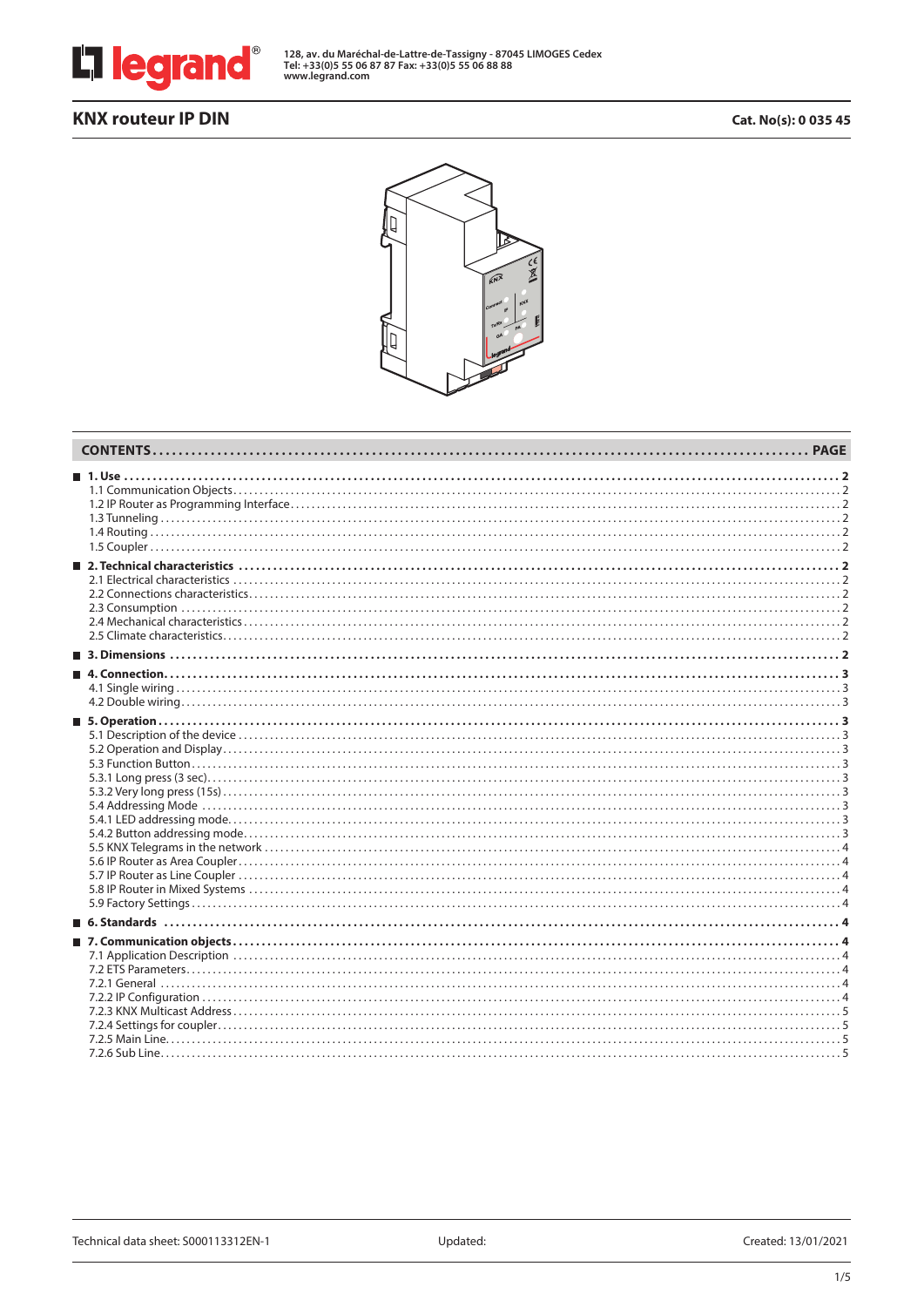128, av. du Maréchal-de-Lattre-de-Tassigny - 87045 LIMOGES Cedex
Tel: +33(0)5 55 06 87 87 Fax: +33(0)5 55 06 88 88
www.legrand.com

# KNX routeur IP DIN

**Cat. No(s): 0 035 45**

| CONTENTS | PAGE |
|---|---|
| **1. Use** | **2** |
| 1.1 Communication Objects | 2 |
| 1.2 IP Router as Programming Interface | 2 |
| 1.3 Tunneling | 2 |
| 1.4 Routing | 2 |
| 1.5 Coupler | 2 |
| **2. Technical characteristics** | **2** |
| 2.1 Electrical characteristics | 2 |
| 2.2 Connections characteristics | 2 |
| 2.3 Consumption | 2 |
| 2.4 Mechanical characteristics | 2 |
| 2.5 Climate characteristics | 2 |
| **3. Dimensions** | **2** |
| **4. Connection** | **3** |
| 4.1 Single wiring | 3 |
| 4.2 Double wiring | 3 |
| **5. Operation** | **3** |
| 5.1 Description of the device | 3 |
| 5.2 Operation and Display | 3 |
| 5.3 Function Button | 3 |
| 5.3.1 Long press (3 sec) | 3 |
| 5.3.2 Very long press (15s) | 3 |
| 5.4 Addressing Mode | 3 |
| 5.4.1 LED addressing mode | 3 |
| 5.4.2 Button addressing mode | 3 |
| 5.5 KNX Telegrams in the network | 4 |
| 5.6 IP Router as Area Coupler | 4 |
| 5.7 IP Router as Line Coupler | 4 |
| 5.8 IP Router in Mixed Systems | 4 |
| 5.9 Factory Settings | 4 |
| **6. Standards** | **4** |
| **7. Communication objects** | **4** |
| 7.1 Application Description | 4 |
| 7.2 ETS Parameters | 4 |
| 7.2.1 General | 4 |
| 7.2.2 IP Configuration | 4 |
| 7.2.3 KNX Multicast Address | 5 |
| 7.2.4 Settings for coupler | 5 |
| 7.2.5 Main Line | 5 |
| 7.2.6 Sub Line | 5 |

Technical data sheet: S000113312EN-1 | Updated: | Created: 13/01/2021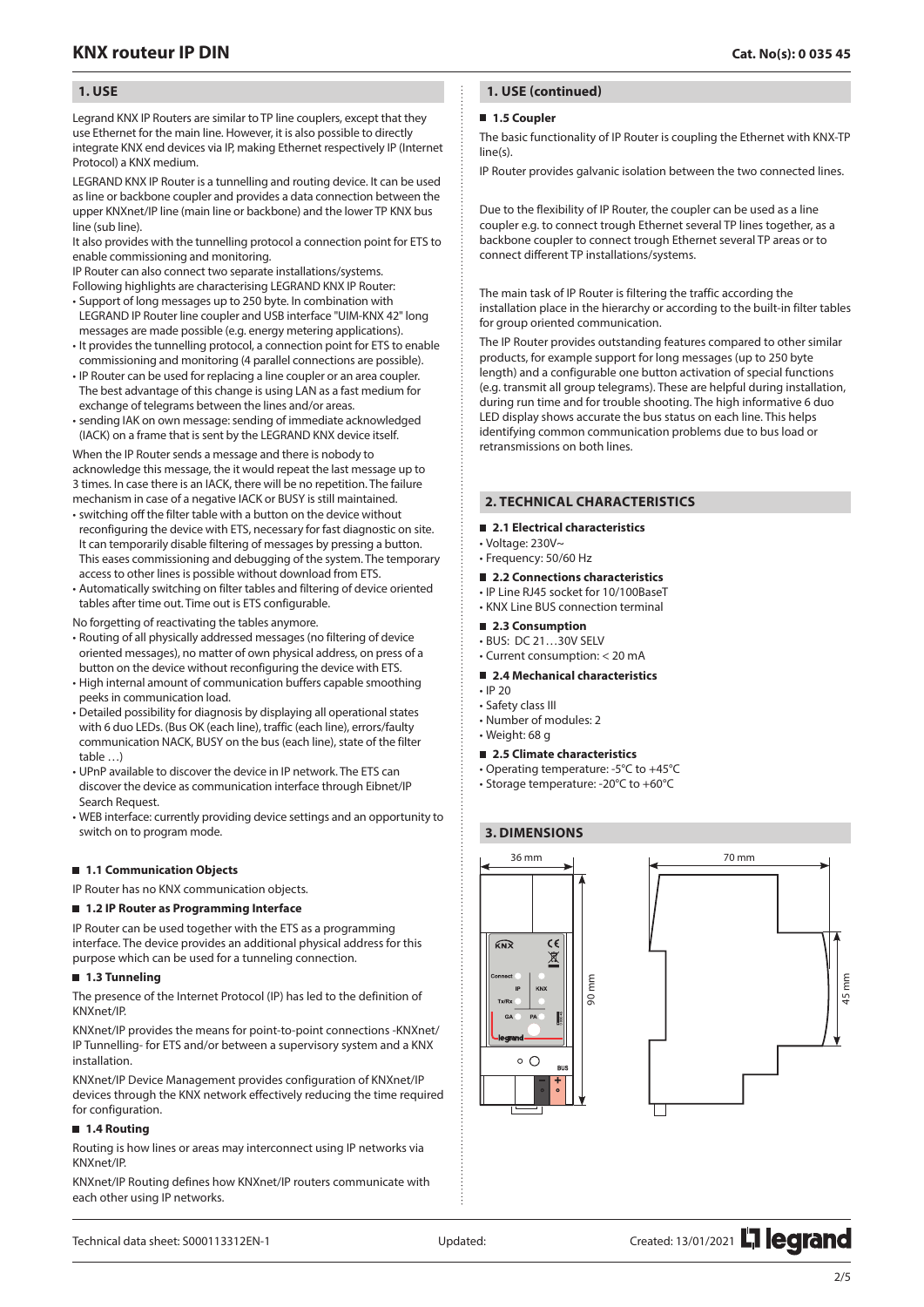# KNX routeur IP DIN

**Cat. No(s): 0 035 45**

## 1. USE

Legrand KNX IP Routers are similar to TP line couplers, except that they use Ethernet for the main line. However, it is also possible to directly integrate KNX end devices via IP, making Ethernet respectively IP (Internet Protocol) a KNX medium.

LEGRAND KNX IP Router is a tunnelling and routing device. It can be used as line or backbone coupler and provides a data connection between the upper KNXnet/IP line (main line or backbone) and the lower TP KNX bus line (sub line).

It also provides with the tunnelling protocol a connection point for ETS to enable commissioning and monitoring.

IP Router can also connect two separate installations/systems.

Following highlights are characterising LEGRAND KNX IP Router:

- Support of long messages up to 250 byte. In combination with LEGRAND IP Router line coupler and USB interface "UIM-KNX 42" long messages are made possible (e.g. energy metering applications).
- It provides the tunnelling protocol, a connection point for ETS to enable commissioning and monitoring (4 parallel connections are possible).
- IP Router can be used for replacing a line coupler or an area coupler. The best advantage of this change is using LAN as a fast medium for exchange of telegrams between the lines and/or areas.
- sending IAK on own message: sending of immediate acknowledged (IACK) on a frame that is sent by the LEGRAND KNX device itself.

When the IP Router sends a message and there is nobody to acknowledge this message, the it would repeat the last message up to 3 times. In case there is an IACK, there will be no repetition. The failure mechanism in case of a negative IACK or BUSY is still maintained.

- switching off the filter table with a button on the device without reconfiguring the device with ETS, necessary for fast diagnostic on site. It can temporarily disable filtering of messages by pressing a button. This eases commissioning and debugging of the system. The temporary access to other lines is possible without download from ETS.
- Automatically switching on filter tables and filtering of device oriented tables after time out. Time out is ETS configurable.

No forgetting of reactivating the tables anymore.

- Routing of all physically addressed messages (no filtering of device oriented messages), no matter of own physical address, on press of a button on the device without reconfiguring the device with ETS.
- High internal amount of communication buffers capable smoothing peeks in communication load.
- Detailed possibility for diagnosis by displaying all operational states with 6 duo LEDs. (Bus OK (each line), traffic (each line), errors/faulty communication NACK, BUSY on the bus (each line), state of the filter table …)
- UPnP available to discover the device in IP network. The ETS can discover the device as communication interface through Eibnet/IP Search Request.
- WEB interface: currently providing device settings and an opportunity to switch on to program mode.

### 1.1 Communication Objects

IP Router has no KNX communication objects.

### 1.2 IP Router as Programming Interface

IP Router can be used together with the ETS as a programming interface. The device provides an additional physical address for this purpose which can be used for a tunneling connection.

### 1.3 Tunneling

The presence of the Internet Protocol (IP) has led to the definition of KNXnet/IP.

KNXnet/IP provides the means for point-to-point connections -KNXnet/IP Tunnelling- for ETS and/or between a supervisory system and a KNX installation.

KNXnet/IP Device Management provides configuration of KNXnet/IP devices through the KNX network effectively reducing the time required for configuration.

### 1.4 Routing

Routing is how lines or areas may interconnect using IP networks via KNXnet/IP.

KNXnet/IP Routing defines how KNXnet/IP routers communicate with each other using IP networks.

## 1. USE (continued)

### 1.5 Coupler

The basic functionality of IP Router is coupling the Ethernet with KNX-TP line(s).

IP Router provides galvanic isolation between the two connected lines.

Due to the flexibility of IP Router, the coupler can be used as a line coupler e.g. to connect trough Ethernet several TP lines together, as a backbone coupler to connect trough Ethernet several TP areas or to connect different TP installations/systems.

The main task of IP Router is filtering the traffic according the installation place in the hierarchy or according to the built-in filter tables for group oriented communication.

The IP Router provides outstanding features compared to other similar products, for example support for long messages (up to 250 byte length) and a configurable one button activation of special functions (e.g. transmit all group telegrams). These are helpful during installation, during run time and for trouble shooting. The high informative 6 duo LED display shows accurate the bus status on each line. This helps identifying common communication problems due to bus load or retransmissions on both lines.

## 2. TECHNICAL CHARACTERISTICS

### 2.1 Electrical characteristics

- Voltage: 230V~
- Frequency: 50/60 Hz

### 2.2 Connections characteristics

- IP Line RJ45 socket for 10/100BaseT
- KNX Line BUS connection terminal

### 2.3 Consumption

- BUS: DC 21…30V SELV
- Current consumption: < 20 mA

### 2.4 Mechanical characteristics

- IP 20
- Safety class III
- Number of modules: 2
- Weight: 68 g

### 2.5 Climate characteristics

- Operating temperature: -5°C to +45°C
- Storage temperature: -20°C to +60°C

## 3. DIMENSIONS

36 mm, 90 mm, 70 mm, 45 mm

Technical data sheet: S000113312EN-1    Updated:    Created: 13/01/2021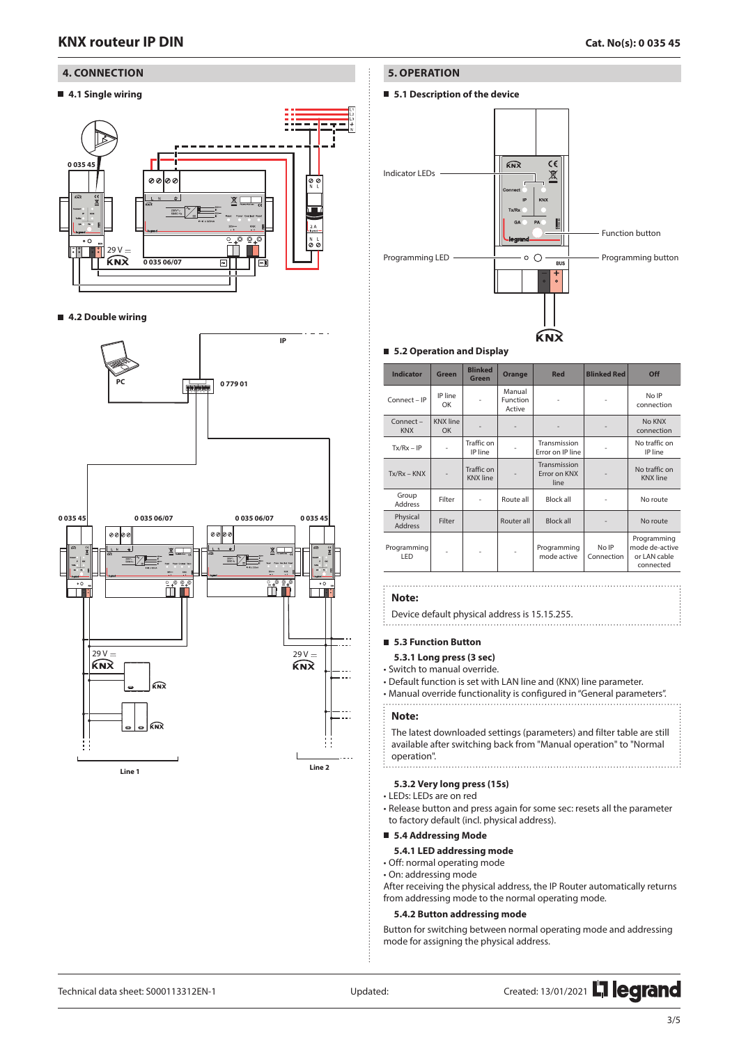## 4. CONNECTION

### 4.1 Single wiring

0 035 45

29 V ⎓

0 035 06/07

### 4.2 Double wiring

PC

IP

0 779 01

0 035 45

0 035 06/07

0 035 06/07

0 035 45

29 V ⎓

29 V ⎓

Line 1

Line 2

## 5. OPERATION

### 5.1 Description of the device

Indicator LEDs

Function button

Programming LED

Programming button

### 5.2 Operation and Display

| Indicator | Green | Blinked Green | Orange | Red | Blinked Red | Off |
|---|---|---|---|---|---|---|
| Connect – IP | IP line OK | - | Manual Function Active | - | - | No IP connection |
| Connect – KNX | KNX line OK | - | - | - | - | No KNX connection |
| Tx/Rx – IP | - | Traffic on IP line | - | Transmission Error on IP line | - | No traffic on IP line |
| Tx/Rx – KNX | - | Traffic on KNX line | - | Transmission Error on KNX line | - | No traffic on KNX line |
| Group Address | Filter | - | Route all | Block all | - | No route |
| Physical Address | Filter | | Router all | Block all | - | No route |
| Programming LED | - | - | - | Programming mode active | No IP Connection | Programming mode de-active or LAN cable connected |

**Note:**

Device default physical address is 15.15.255.

### 5.3 Function Button

#### 5.3.1 Long press (3 sec)

- Switch to manual override.
- Default function is set with LAN line and (KNX) line parameter.
- Manual override functionality is configured in "General parameters".

**Note:**

The latest downloaded settings (parameters) and filter table are still available after switching back from "Manual operation" to "Normal operation".

#### 5.3.2 Very long press (15s)

- LEDs: LEDs are on red
- Release button and press again for some sec: resets all the parameter to factory default (incl. physical address).

### 5.4 Addressing Mode

#### 5.4.1 LED addressing mode

- Off: normal operating mode
- On: addressing mode

After receiving the physical address, the IP Router automatically returns from addressing mode to the normal operating mode.

#### 5.4.2 Button addressing mode

Button for switching between normal operating mode and addressing mode for assigning the physical address.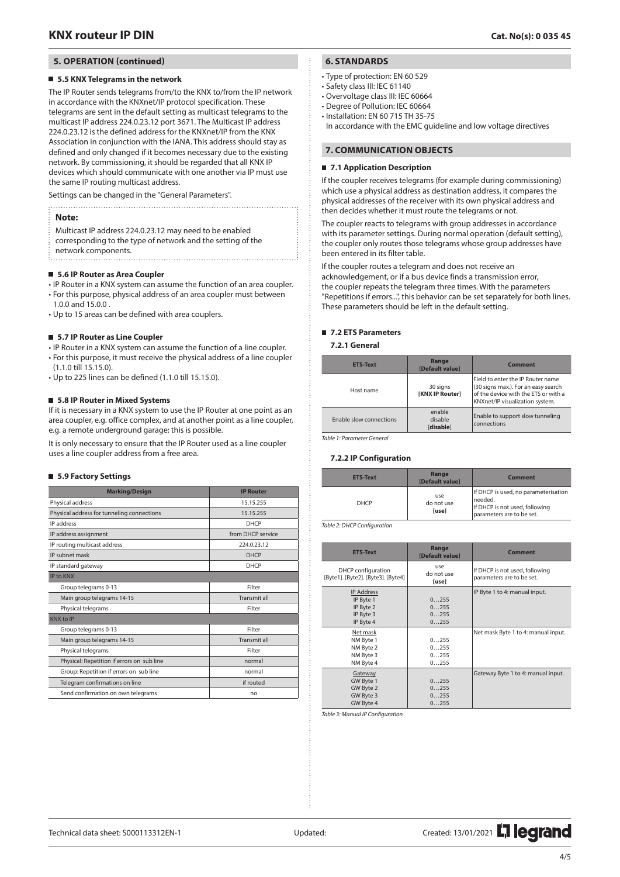## 5. OPERATION (continued)

### 5.5 KNX Telegrams in the network

The IP Router sends telegrams from/to the KNX to/from the IP network in accordance with the KNXnet/IP protocol specification. These telegrams are sent in the default setting as multicast telegrams to the multicast IP address 224.0.23.12 port 3671. The Multicast IP address 224.0.23.12 is the defined address for the KNXnet/IP from the KNX Association in conjunction with the IANA. This address should stay as defined and only changed if it becomes necessary due to the existing network. By commissioning, it should be regarded that all KNX IP devices which should communicate with one another via IP must use the same IP routing multicast address.

Settings can be changed in the "General Parameters".

**Note:**

Multicast IP address 224.0.23.12 may need to be enabled corresponding to the type of network and the setting of the network components.

### 5.6 IP Router as Area Coupler

- IP Router in a KNX system can assume the function of an area coupler.
- For this purpose, physical address of an area coupler must between 1.0.0 and 15.0.0 .
- Up to 15 areas can be defined with area couplers.

### 5.7 IP Router as Line Coupler

- IP Router in a KNX system can assume the function of a line coupler.
- For this purpose, it must receive the physical address of a line coupler (1.1.0 till 15.15.0).
- Up to 225 lines can be defined (1.1.0 till 15.15.0).

### 5.8 IP Router in Mixed Systems

If it is necessary in a KNX system to use the IP Router at one point as an area coupler, e.g. office complex, and at another point as a line coupler, e.g. a remote underground garage; this is possible.

It is only necessary to ensure that the IP Router used as a line coupler uses a line coupler address from a free area.

### 5.9 Factory Settings

| Marking/Design | IP Router |
|---|---|
| Physical address | 15.15.255 |
| Physical address for tunneling connections | 15.15.255 |
| IP address | DHCP |
| IP address assignment | from DHCP service |
| IP routing multicast address | 224.0.23.12 |
| IP subnet mask | DHCP |
| IP standard gateway | DHCP |
| IP to KNX | |
| Group telegrams 0-13 | Filter |
| Main group telegrams 14-15 | Transmit all |
| Physical telegrams | Filter |
| KNX to IP | |
| Group telegrams 0-13 | Filter |
| Main group telegrams 14-15 | Transmit all |
| Physical telegrams | Filter |
| Physical: Repetition if errors on sub line | normal |
| Group: Repetition if errors on sub line | normal |
| Telegram confirmations on line | if routed |
| Send confirmation on own telegrams | no |

## 6. STANDARDS

- Type of protection: EN 60 529
- Safety class III: IEC 61140
- Overvoltage class III: IEC 60664
- Degree of Pollution: IEC 60664
- Installation: EN 60 715 TH 35-75

In accordance with the EMC guideline and low voltage directives

## 7. COMMUNICATION OBJECTS

### 7.1 Application Description

If the coupler receives telegrams (for example during commissioning) which use a physical address as destination address, it compares the physical addresses of the receiver with its own physical address and then decides whether it must route the telegrams or not.

The coupler reacts to telegrams with group addresses in accordance with its parameter settings. During normal operation (default setting), the coupler only routes those telegrams whose group addresses have been entered in its filter table.

If the coupler routes a telegram and does not receive an acknowledgement, or if a bus device finds a transmission error, the coupler repeats the telegram three times. With the parameters "Repetitions if errors...", this behavior can be set separately for both lines. These parameters should be left in the default setting.

### 7.2 ETS Parameters

#### 7.2.1 General

| ETS-Text | Range [Default value] | Comment |
|---|---|---|
| Host name | 30 signs **[KNX IP Router]** | Field to enter the IP Router name (30 signs max.). For an easy search of the device with the ETS or with a KNXnet/IP visualization system. |
| Enable slow connections | enable disable [**disable**] | Enable to support slow tunneling connections |

*Table 1: Parameter General*

#### 7.2.2 IP Configuration

| ETS-Text | Range [Default value] | Comment |
|---|---|---|
| DHCP | use do not use **[use]** | If DHCP is used, no parameterisation needed. If DHCP is not used, following parameters are to be set. |

*Table 2: DHCP Configuration*

| ETS-Text | Range [Default value] | Comment |
|---|---|---|
| DHCP configuration [Byte1]. [Byte2]. [Byte3]. [Byte4] | use do not use **[use]** | If DHCP is not used, following parameters are to be set. |
| IP Address<br>IP Byte 1<br>IP Byte 2<br>IP Byte 3<br>IP Byte 4 | <br>0…255<br>0…255<br>0…255<br>0…255 | IP Byte 1 to 4: manual input. |
| Net mask<br>NM Byte 1<br>NM Byte 2<br>NM Byte 3<br>NM Byte 4 | <br>0…255<br>0…255<br>0…255<br>0…255 | Net mask Byte 1 to 4: manual input. |
| Gateway<br>GW Byte 1<br>GW Byte 2<br>GW Byte 3<br>GW Byte 4 | <br>0…255<br>0…255<br>0…255<br>0…255 | Gateway Byte 1 to 4: manual input. |

*Table 3: Manual IP Configuration*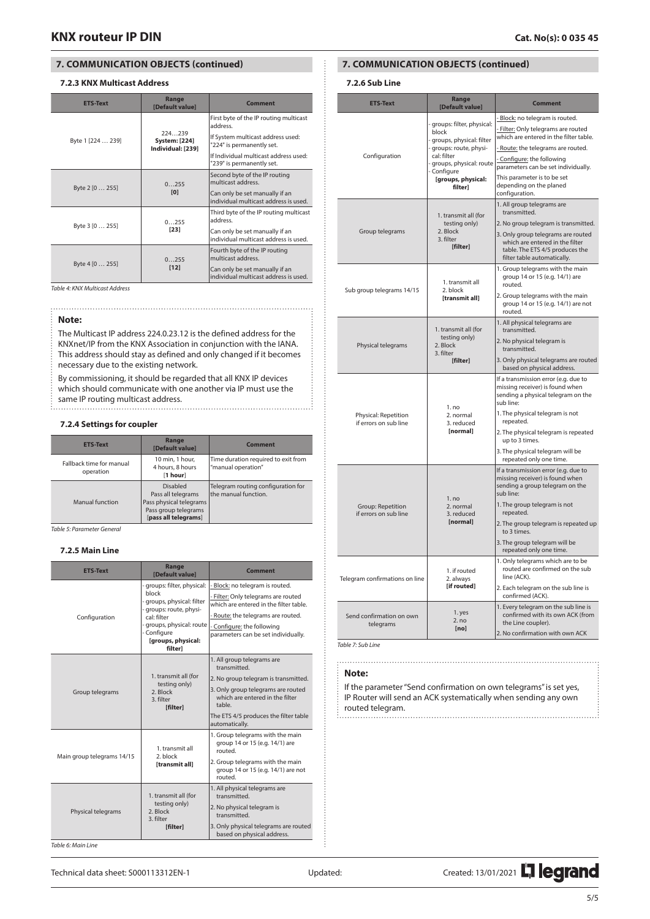## 7. COMMUNICATION OBJECTS (continued)

### 7.2.3 KNX Multicast Address

| ETS-Text | Range [Default value] | Comment |
|---|---|---|
| Byte 1 [224 … 239] | 224…239 **System: [224]** **Individual: [239]** | First byte of the IP routing multicast address. If System multicast address used: "224" is permanently set. If Individual multicast address used: "239" is permanently set. |
| Byte 2 [0 … 255] | 0…255 **[0]** | Second byte of the IP routing multicast address. Can only be set manually if an individual multicast address is used. |
| Byte 3 [0 … 255] | 0…255 **[23]** | Third byte of the IP routing multicast address. Can only be set manually if an individual multicast address is used. |
| Byte 4 [0 … 255] | 0…255 **[12]** | Fourth byte of the IP routing multicast address. Can only be set manually if an individual multicast address is used. |

*Table 4: KNX Multicast Address*

**Note:**

The Multicast IP address 224.0.23.12 is the defined address for the KNXnet/IP from the KNX Association in conjunction with the IANA. This address should stay as defined and only changed if it becomes necessary due to the existing network.

By commissioning, it should be regarded that all KNX IP devices which should communicate with one another via IP must use the same IP routing multicast address.

### 7.2.4 Settings for coupler

| ETS-Text | Range [Default value] | Comment |
|---|---|---|
| Fallback time for manual operation | 10 min, 1 hour, 4 hours, 8 hours [**1 hour**] | Time duration required to exit from "manual operation" |
| Manual function | Disabled Pass all telegrams Pass physical telegrams Pass group telegrams [**pass all telegrams**] | Telegram routing configuration for the manual function. |

*Table 5: Parameter General*

### 7.2.5 Main Line

| ETS-Text | Range [Default value] | Comment |
|---|---|---|
| Configuration | - groups: filter, physical: block - groups, physical: filter - groups: route, physical: filter - groups, physical: route - Configure **[groups, physical: filter]** | - Block: no telegram is routed. - Filter: Only telegrams are routed which are entered in the filter table. - Route: the telegrams are routed. - Configure: the following parameters can be set individually. |
| Group telegrams | 1. transmit all (for testing only) 2. Block 3. filter **[filter]** | 1. All group telegrams are transmitted. 2. No group telegram is transmitted. 3. Only group telegrams are routed which are entered in the filter table. The ETS 4/5 produces the filter table automatically. |
| Main group telegrams 14/15 | 1. transmit all 2. block **[transmit all]** | 1. Group telegrams with the main group 14 or 15 (e.g. 14/1) are routed. 2. Group telegrams with the main group 14 or 15 (e.g. 14/1) are not routed. |
| Physical telegrams | 1. transmit all (for testing only) 2. Block 3. filter **[filter]** | 1. All physical telegrams are transmitted. 2. No physical telegram is transmitted. 3. Only physical telegrams are routed based on physical address. |

*Table 6: Main Line*

### 7.2.6 Sub Line

| ETS-Text | Range [Default value] | Comment |
|---|---|---|
| Configuration | - groups: filter, physical: block - groups, physical: filter - groups: route, physical: filter - groups, physical: route - Configure **[groups, physical: filter]** | - Block: no telegram is routed. - Filter: Only telegrams are routed which are entered in the filter table. - Route: the telegrams are routed. - Configure: the following parameters can be set individually. This parameter is to be set depending on the planed configuration. |
| Group telegrams | 1. transmit all (for testing only) 2. Block 3. filter **[filter]** | 1. All group telegrams are transmitted. 2. No group telegram is transmitted. 3. Only group telegrams are routed which are entered in the filter table. The ETS 4/5 produces the filter table automatically. |
| Sub group telegrams 14/15 | 1. transmit all 2. block **[transmit all]** | 1. Group telegrams with the main group 14 or 15 (e.g. 14/1) are routed. 2. Group telegrams with the main group 14 or 15 (e.g. 14/1) are not routed. |
| Physical telegrams | 1. transmit all (for testing only) 2. Block 3. filter **[filter]** | 1. All physical telegrams are transmitted. 2. No physical telegram is transmitted. 3. Only physical telegrams are routed based on physical address. |
| Physical: Repetition if errors on sub line | 1. no 2. normal 3. reduced **[normal]** | If a transmission error (e.g. due to missing receiver) is found when sending a physical telegram on the sub line: 1. The physical telegram is not repeated. 2. The physical telegram is repeated up to 3 times. 3. The physical telegram will be repeated only one time. |
| Group: Repetition if errors on sub line | 1. no 2. normal 3. reduced **[normal]** | If a transmission error (e.g. due to missing receiver) is found when sending a group telegram on the sub line: 1. The group telegram is not repeated. 2. The group telegram is repeated up to 3 times. 3. The group telegram will be repeated only one time. |
| Telegram confirmations on line | 1. if routed 2. always **[if routed]** | 1. Only telegrams which are to be routed are confirmed on the sub line (ACK). 2. Each telegram on the sub line is confirmed (ACK). |
| Send confirmation on own telegrams | 1. yes 2. no **[no]** | 1. Every telegram on the sub line is confirmed with its own ACK (from the Line coupler). 2. No confirmation with own ACK |

*Table 7: Sub Line*

**Note:**

If the parameter "Send confirmation on own telegrams" is set yes, IP Router will send an ACK systematically when sending any own routed telegram.